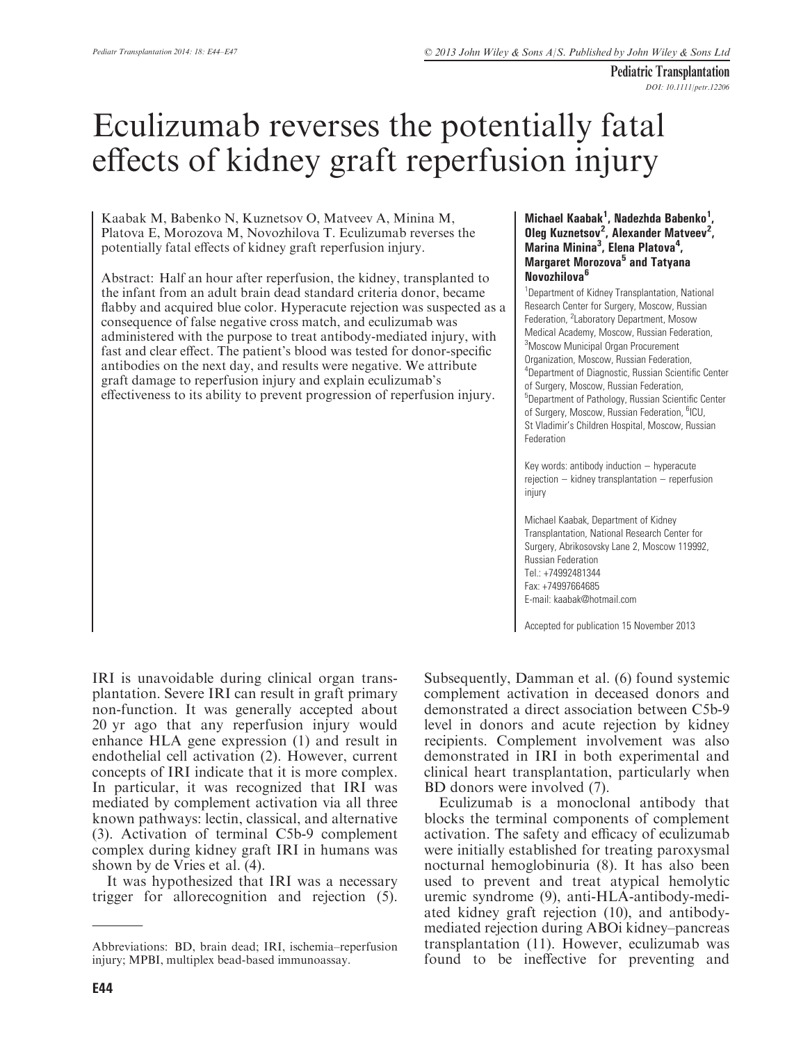# Eculizumab reverses the potentially fatal effects of kidney graft reperfusion injury

Kaabak M, Babenko N, Kuznetsov O, Matveev A, Minina M, Platova E, Morozova M, Novozhilova T. Eculizumab reverses the potentially fatal effects of kidney graft reperfusion injury.

**Abstract:** Half an hour after reperfusion, the kidney, transplanted to the infant from an adult brain dead standard criteria donor, became flabby and acquired blue color. Hyperacute rejection was suspected as a consequence of false negative cross match, and eculizumab was administered with the purpose to treat antibody-mediated injury, with fast and clear effect. The patient's blood was tested for donor-specific antibodies on the next day, and results were negative. We attribute graft damage to reperfusion injury and explain eculizumab's effectiveness to its ability to prevent progression of reperfusion injury.

**Michael Kaabak[1], Nadezhda Babenko[1], Oleg Kuznetsov[2], Alexander Matveev[2], Marina Minina[3], Elena Platova[4], Margaret Morozova[5] and Tatyana Novozhilova[6]**

[1]Department of Kidney Transplantation, National Research Center for Surgery, Moscow, Russian Federation, [2]Laboratory Department, Mosow Medical Academy, Moscow, Russian Federation, [3]Moscow Municipal Organ Procurement Organization, Moscow, Russian Federation, [4]Department of Diagnostic, Russian Scientific Center of Surgery, Moscow, Russian Federation, [5]Department of Pathology, Russian Scientific Center of Surgery, Moscow, Russian Federation, [6]ICU, St Vladimir's Children Hospital, Moscow, Russian Federation

Key words: antibody induction – hyperacute rejection – kidney transplantation – reperfusion injury

Michael Kaabak, Department of Kidney Transplantation, National Research Center for Surgery, Abrikosovsky Lane 2, Moscow 119992, Russian Federation
Tel.: +74992481344
Fax: +74997664685
E-mail: kaabak@hotmail.com

Accepted for publication 15 November 2013

IRI is unavoidable during clinical organ transplantation. Severe IRI can result in graft primary non-function. It was generally accepted about 20 yr ago that any reperfusion injury would enhance HLA gene expression (1) and result in endothelial cell activation (2). However, current concepts of IRI indicate that it is more complex. In particular, it was recognized that IRI was mediated by complement activation via all three known pathways: lectin, classical, and alternative (3). Activation of terminal C5b-9 complement complex during kidney graft IRI in humans was shown by de Vries et al. (4).

It was hypothesized that IRI was a necessary trigger for allorecognition and rejection (5). Subsequently, Damman et al. (6) found systemic complement activation in deceased donors and demonstrated a direct association between C5b-9 level in donors and acute rejection by kidney recipients. Complement involvement was also demonstrated in IRI in both experimental and clinical heart transplantation, particularly when BD donors were involved (7).

Eculizumab is a monoclonal antibody that blocks the terminal components of complement activation. The safety and efficacy of eculizumab were initially established for treating paroxysmal nocturnal hemoglobinuria (8). It has also been used to prevent and treat atypical hemolytic uremic syndrome (9), anti-HLA-antibody-mediated kidney graft rejection (10), and antibody-mediated rejection during ABOi kidney–pancreas transplantation (11). However, eculizumab was found to be ineffective for preventing and

Abbreviations: BD, brain dead; IRI, ischemia–reperfusion injury; MPBI, multiplex bead-based immunoassay.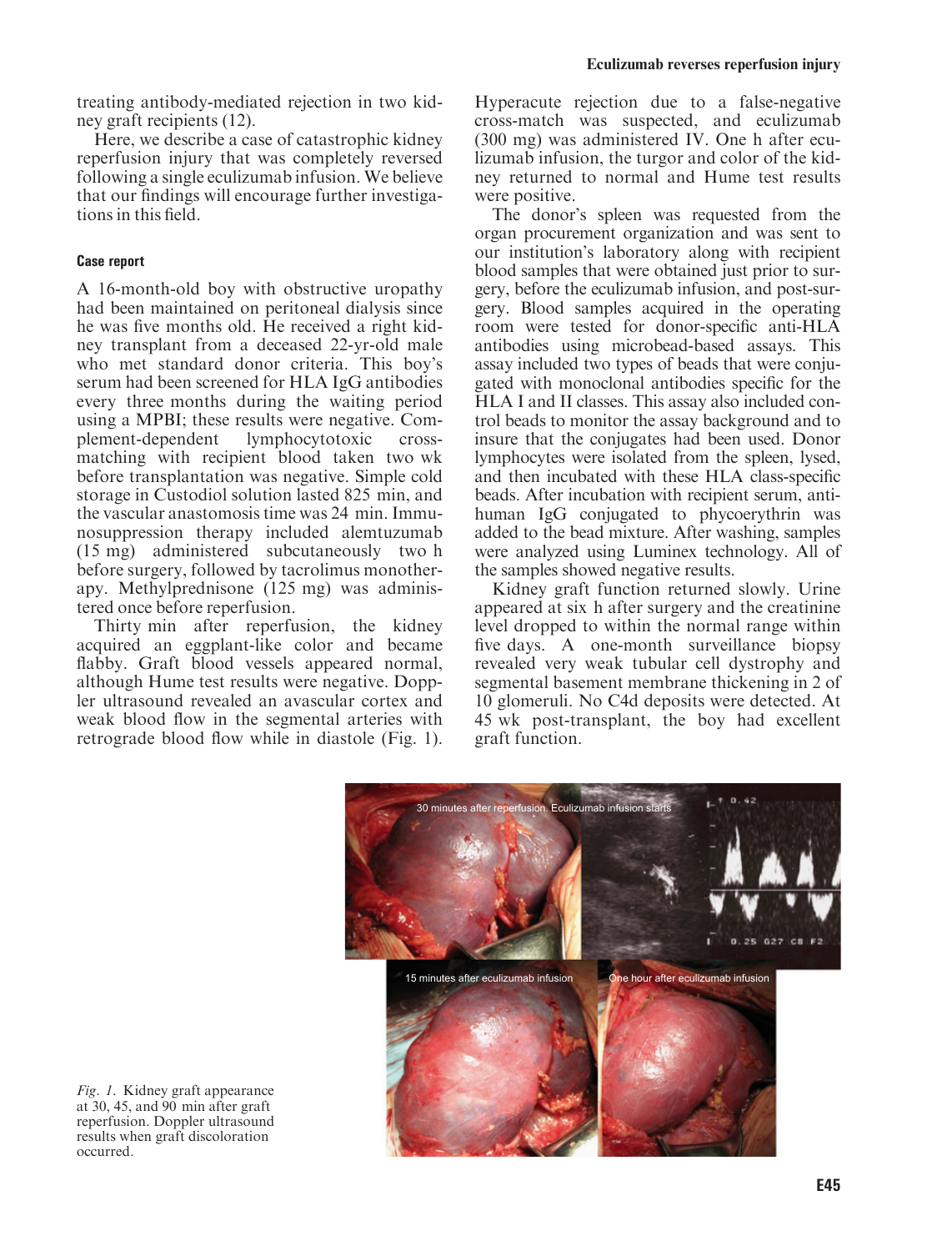treating antibody-mediated rejection in two kidney graft recipients (12).

Here, we describe a case of catastrophic kidney reperfusion injury that was completely reversed following a single eculizumab infusion. We believe that our findings will encourage further investigations in this field.

## Case report

A 16-month-old boy with obstructive uropathy had been maintained on peritoneal dialysis since he was five months old. He received a right kidney transplant from a deceased 22-yr-old male who met standard donor criteria. This boy's serum had been screened for HLA IgG antibodies every three months during the waiting period using a MPBI; these results were negative. Complement-dependent lymphocytotoxic cross-matching with recipient blood taken two wk before transplantation was negative. Simple cold storage in Custodiol solution lasted 825 min, and the vascular anastomosis time was 24 min. Immunosuppression therapy included alemtuzumab (15 mg) administered subcutaneously two h before surgery, followed by tacrolimus monotherapy. Methylprednisone (125 mg) was administered once before reperfusion.

Thirty min after reperfusion, the kidney acquired an eggplant-like color and became flabby. Graft blood vessels appeared normal, although Hume test results were negative. Doppler ultrasound revealed an avascular cortex and weak blood flow in the segmental arteries with retrograde blood flow while in diastole (Fig. 1). Hyperacute rejection due to a false-negative cross-match was suspected, and eculizumab (300 mg) was administered IV. One h after eculizumab infusion, the turgor and color of the kidney returned to normal and Hume test results were positive.

The donor's spleen was requested from the organ procurement organization and was sent to our institution's laboratory along with recipient blood samples that were obtained just prior to surgery, before the eculizumab infusion, and post-surgery. Blood samples acquired in the operating room were tested for donor-specific anti-HLA antibodies using microbead-based assays. This assay included two types of beads that were conjugated with monoclonal antibodies specific for the HLA I and II classes. This assay also included control beads to monitor the assay background and to insure that the conjugates had been used. Donor lymphocytes were isolated from the spleen, lysed, and then incubated with these HLA class-specific beads. After incubation with recipient serum, anti-human IgG conjugated to phycoerythrin was added to the bead mixture. After washing, samples were analyzed using Luminex technology. All of the samples showed negative results.

Kidney graft function returned slowly. Urine appeared at six h after surgery and the creatinine level dropped to within the normal range within five days. A one-month surveillance biopsy revealed very weak tubular cell dystrophy and segmental basement membrane thickening in 2 of 10 glomeruli. No C4d deposits were detected. At 45 wk post-transplant, the boy had excellent graft function.

*Fig. 1.* Kidney graft appearance at 30, 45, and 90 min after graft reperfusion. Doppler ultrasound results when graft discoloration occurred.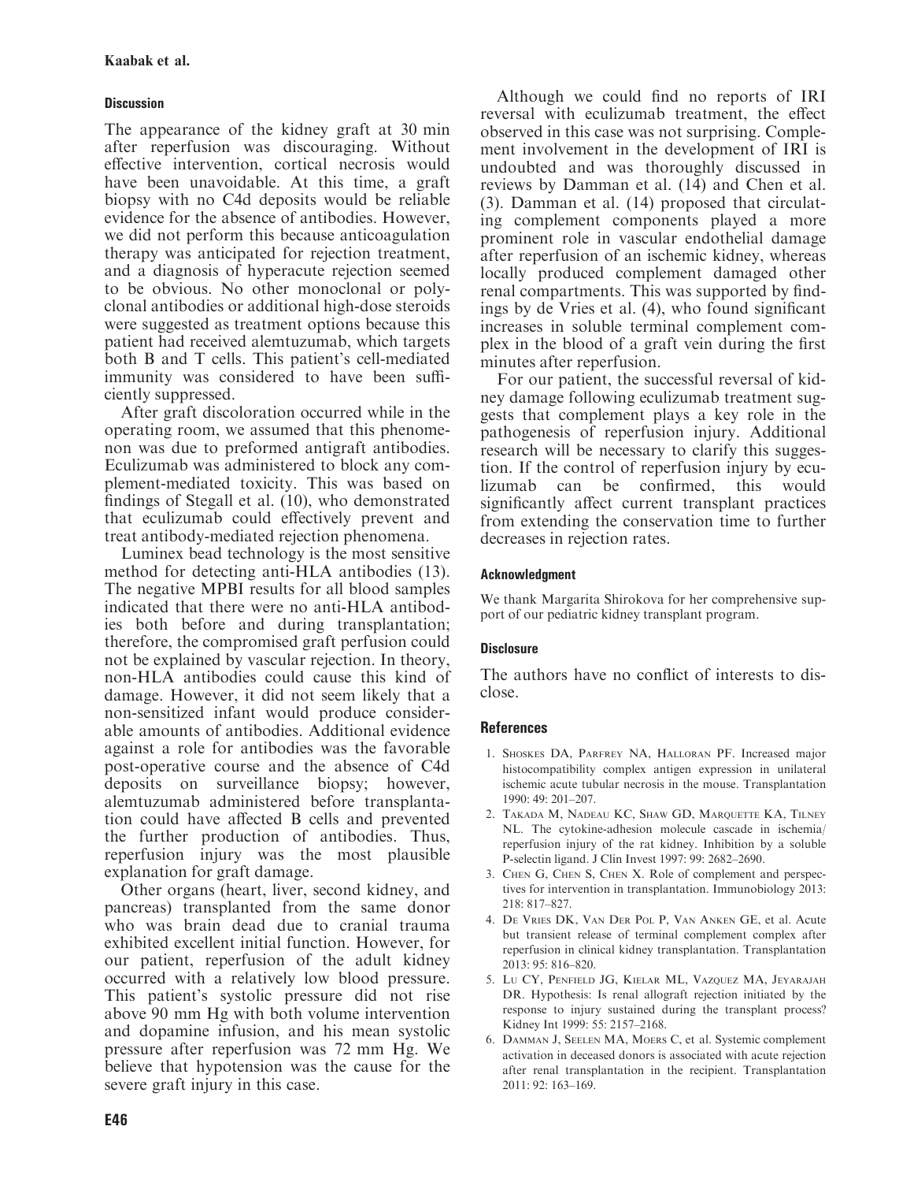## Discussion

The appearance of the kidney graft at 30 min after reperfusion was discouraging. Without effective intervention, cortical necrosis would have been unavoidable. At this time, a graft biopsy with no C4d deposits would be reliable evidence for the absence of antibodies. However, we did not perform this because anticoagulation therapy was anticipated for rejection treatment, and a diagnosis of hyperacute rejection seemed to be obvious. No other monoclonal or polyclonal antibodies or additional high-dose steroids were suggested as treatment options because this patient had received alemtuzumab, which targets both B and T cells. This patient's cell-mediated immunity was considered to have been sufficiently suppressed.

After graft discoloration occurred while in the operating room, we assumed that this phenomenon was due to preformed antigraft antibodies. Eculizumab was administered to block any complement-mediated toxicity. This was based on findings of Stegall et al. (10), who demonstrated that eculizumab could effectively prevent and treat antibody-mediated rejection phenomena.

Luminex bead technology is the most sensitive method for detecting anti-HLA antibodies (13). The negative MPBI results for all blood samples indicated that there were no anti-HLA antibodies both before and during transplantation; therefore, the compromised graft perfusion could not be explained by vascular rejection. In theory, non-HLA antibodies could cause this kind of damage. However, it did not seem likely that a non-sensitized infant would produce considerable amounts of antibodies. Additional evidence against a role for antibodies was the favorable post-operative course and the absence of C4d deposits on surveillance biopsy; however, alemtuzumab administered before transplantation could have affected B cells and prevented the further production of antibodies. Thus, reperfusion injury was the most plausible explanation for graft damage.

Other organs (heart, liver, second kidney, and pancreas) transplanted from the same donor who was brain dead due to cranial trauma exhibited excellent initial function. However, for our patient, reperfusion of the adult kidney occurred with a relatively low blood pressure. This patient's systolic pressure did not rise above 90 mm Hg with both volume intervention and dopamine infusion, and his mean systolic pressure after reperfusion was 72 mm Hg. We believe that hypotension was the cause for the severe graft injury in this case.

Although we could find no reports of IRI reversal with eculizumab treatment, the effect observed in this case was not surprising. Complement involvement in the development of IRI is undoubted and was thoroughly discussed in reviews by Damman et al. (14) and Chen et al. (3). Damman et al. (14) proposed that circulating complement components played a more prominent role in vascular endothelial damage after reperfusion of an ischemic kidney, whereas locally produced complement damaged other renal compartments. This was supported by findings by de Vries et al. (4), who found significant increases in soluble terminal complement complex in the blood of a graft vein during the first minutes after reperfusion.

For our patient, the successful reversal of kidney damage following eculizumab treatment suggests that complement plays a key role in the pathogenesis of reperfusion injury. Additional research will be necessary to clarify this suggestion. If the control of reperfusion injury by eculizumab can be confirmed, this would significantly affect current transplant practices from extending the conservation time to further decreases in rejection rates.

## Acknowledgment

We thank Margarita Shirokova for her comprehensive support of our pediatric kidney transplant program.

## Disclosure

The authors have no conflict of interests to disclose.

## References

1. Shoskes DA, Parfrey NA, Halloran PF. Increased major histocompatibility complex antigen expression in unilateral ischemic acute tubular necrosis in the mouse. Transplantation 1990: 49: 201–207.
2. Takada M, Nadeau KC, Shaw GD, Marquette KA, Tilney NL. The cytokine-adhesion molecule cascade in ischemia/reperfusion injury of the rat kidney. Inhibition by a soluble P-selectin ligand. J Clin Invest 1997: 99: 2682–2690.
3. Chen G, Chen S, Chen X. Role of complement and perspectives for intervention in transplantation. Immunobiology 2013: 218: 817–827.
4. De Vries DK, Van Der Pol P, Van Anken GE, et al. Acute but transient release of terminal complement complex after reperfusion in clinical kidney transplantation. Transplantation 2013: 95: 816–820.
5. Lu CY, Penfield JG, Kielar ML, Vazquez MA, Jeyarajah DR. Hypothesis: Is renal allograft rejection initiated by the response to injury sustained during the transplant process? Kidney Int 1999: 55: 2157–2168.
6. Damman J, Seelen MA, Moers C, et al. Systemic complement activation in deceased donors is associated with acute rejection after renal transplantation in the recipient. Transplantation 2011: 92: 163–169.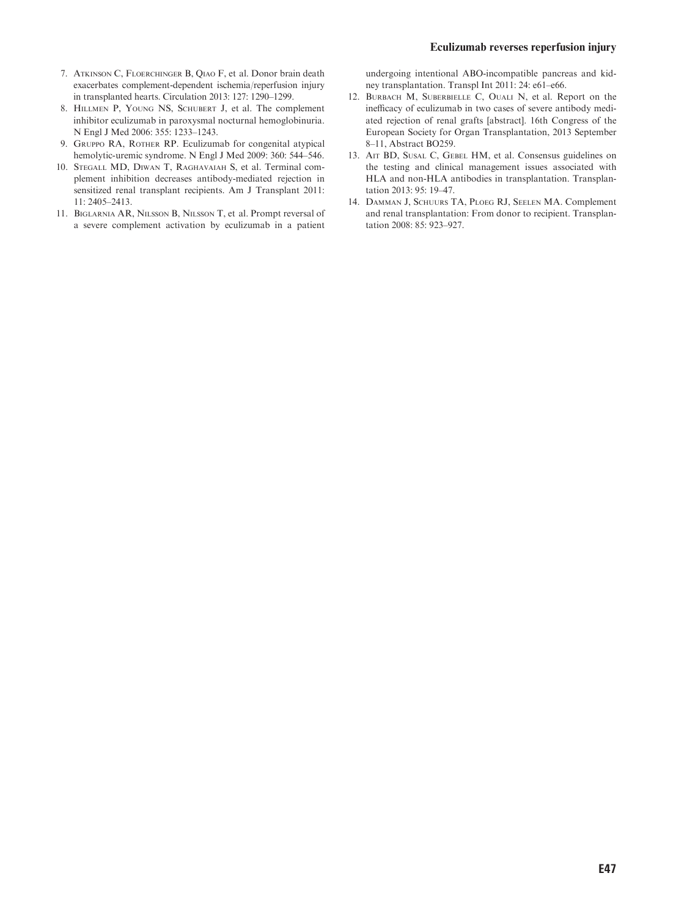7. Atkinson C, Floerchinger B, Qiao F, et al. Donor brain death exacerbates complement-dependent ischemia/reperfusion injury in transplanted hearts. Circulation 2013: 127: 1290–1299.
8. Hillmen P, Young NS, Schubert J, et al. The complement inhibitor eculizumab in paroxysmal nocturnal hemoglobinuria. N Engl J Med 2006: 355: 1233–1243.
9. Gruppo RA, Rother RP. Eculizumab for congenital atypical hemolytic-uremic syndrome. N Engl J Med 2009: 360: 544–546.
10. Stegall MD, Diwan T, Raghavaiah S, et al. Terminal complement inhibition decreases antibody-mediated rejection in sensitized renal transplant recipients. Am J Transplant 2011: 11: 2405–2413.
11. Biglarnia AR, Nilsson B, Nilsson T, et al. Prompt reversal of a severe complement activation by eculizumab in a patient undergoing intentional ABO-incompatible pancreas and kidney transplantation. Transpl Int 2011: 24: e61–e66.
12. Burbach M, Suberbielle C, Ouali N, et al. Report on the inefficacy of eculizumab in two cases of severe antibody mediated rejection of renal grafts [abstract]. 16th Congress of the European Society for Organ Transplantation, 2013 September 8–11, Abstract BO259.
13. Ait BD, Susal C, Gebel HM, et al. Consensus guidelines on the testing and clinical management issues associated with HLA and non-HLA antibodies in transplantation. Transplantation 2013: 95: 19–47.
14. Damman J, Schuurs TA, Ploeg RJ, Seelen MA. Complement and renal transplantation: From donor to recipient. Transplantation 2008: 85: 923–927.